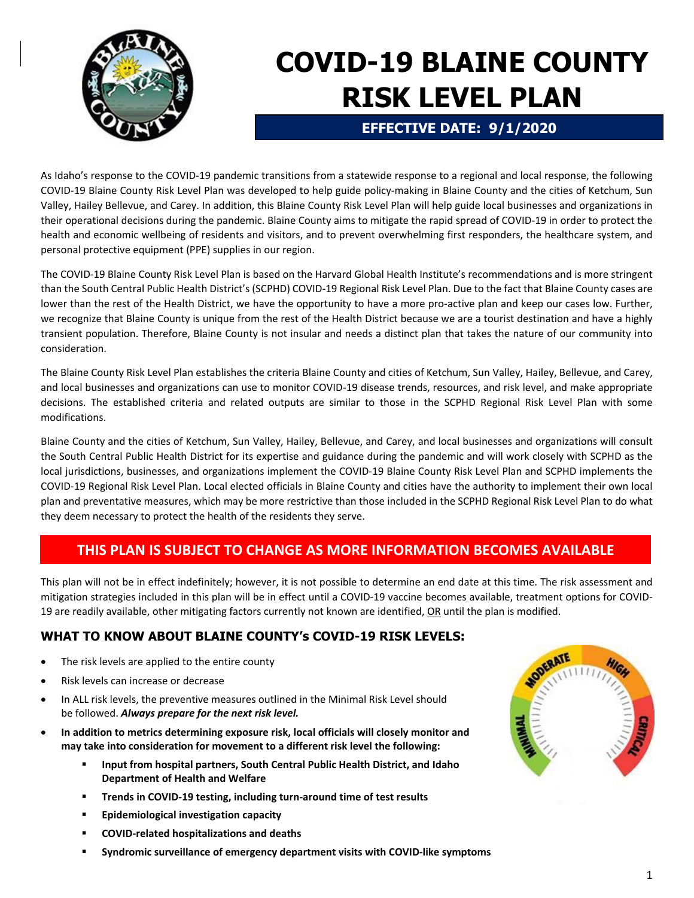# COVID-19 BLAINE COUNTY RISK LEVEL PLAN

**EFFECTIVE DATE: 9/1/2020**

As Idaho's response to the COVID-19 pandemic transitions from a statewide response to a regional and local response, the following COVID-19 Blaine County Risk Level Plan was developed to help guide policy-making in Blaine County and the cities of Ketchum, Sun Valley, Hailey Bellevue, and Carey. In addition, this Blaine County Risk Level Plan will help guide local businesses and organizations in their operational decisions during the pandemic. Blaine County aims to mitigate the rapid spread of COVID-19 in order to protect the health and economic wellbeing of residents and visitors, and to prevent overwhelming first responders, the healthcare system, and personal protective equipment (PPE) supplies in our region.

The COVID-19 Blaine County Risk Level Plan is based on the Harvard Global Health Institute's recommendations and is more stringent than the South Central Public Health District's (SCPHD) COVID-19 Regional Risk Level Plan. Due to the fact that Blaine County cases are lower than the rest of the Health District, we have the opportunity to have a more pro-active plan and keep our cases low. Further, we recognize that Blaine County is unique from the rest of the Health District because we are a tourist destination and have a highly transient population. Therefore, Blaine County is not insular and needs a distinct plan that takes the nature of our community into consideration.

The Blaine County Risk Level Plan establishes the criteria Blaine County and cities of Ketchum, Sun Valley, Hailey, Bellevue, and Carey, and local businesses and organizations can use to monitor COVID-19 disease trends, resources, and risk level, and make appropriate decisions. The established criteria and related outputs are similar to those in the SCPHD Regional Risk Level Plan with some modifications.

Blaine County and the cities of Ketchum, Sun Valley, Hailey, Bellevue, and Carey, and local businesses and organizations will consult the South Central Public Health District for its expertise and guidance during the pandemic and will work closely with SCPHD as the local jurisdictions, businesses, and organizations implement the COVID-19 Blaine County Risk Level Plan and SCPHD implements the COVID-19 Regional Risk Level Plan. Local elected officials in Blaine County and cities have the authority to implement their own local plan and preventative measures, which may be more restrictive than those included in the SCPHD Regional Risk Level Plan to do what they deem necessary to protect the health of the residents they serve.

**THIS PLAN IS SUBJECT TO CHANGE AS MORE INFORMATION BECOMES AVAILABLE**

This plan will not be in effect indefinitely; however, it is not possible to determine an end date at this time. The risk assessment and mitigation strategies included in this plan will be in effect until a COVID-19 vaccine becomes available, treatment options for COVID-19 are readily available, other mitigating factors currently not known are identified, OR until the plan is modified.

## WHAT TO KNOW ABOUT BLAINE COUNTY's COVID-19 RISK LEVELS:

- The risk levels are applied to the entire county
- Risk levels can increase or decrease
- In ALL risk levels, the preventive measures outlined in the Minimal Risk Level should be followed. ***Always prepare for the next risk level.***
- **In addition to metrics determining exposure risk, local officials will closely monitor and may take into consideration for movement to a different risk level the following:**
  - **Input from hospital partners, South Central Public Health District, and Idaho Department of Health and Welfare**
  - **Trends in COVID-19 testing, including turn-around time of test results**
  - **Epidemiological investigation capacity**
  - **COVID-related hospitalizations and deaths**
  - **Syndromic surveillance of emergency department visits with COVID-like symptoms**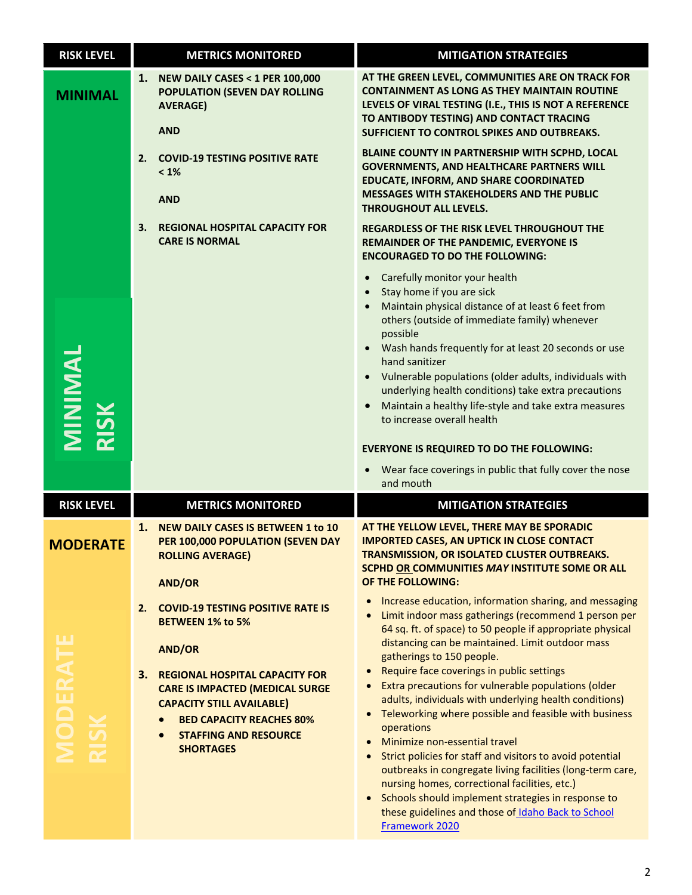| RISK LEVEL | METRICS MONITORED | MITIGATION STRATEGIES |
| --- | --- | --- |
| **MINIMAL**<br><br>**MINIMAL RISK** | 1. **NEW DAILY CASES < 1 PER 100,000 POPULATION (SEVEN DAY ROLLING AVERAGE)**<br><br>**AND**<br><br>2. **COVID-19 TESTING POSITIVE RATE < 1%**<br><br>**AND**<br><br>3. **REGIONAL HOSPITAL CAPACITY FOR CARE IS NORMAL** | **AT THE GREEN LEVEL, COMMUNITIES ARE ON TRACK FOR CONTAINMENT AS LONG AS THEY MAINTAIN ROUTINE LEVELS OF VIRAL TESTING (I.E., THIS IS NOT A REFERENCE TO ANTIBODY TESTING) AND CONTACT TRACING SUFFICIENT TO CONTROL SPIKES AND OUTBREAKS.**<br><br>**BLAINE COUNTY IN PARTNERSHIP WITH SCPHD, LOCAL GOVERNMENTS, AND HEALTHCARE PARTNERS WILL EDUCATE, INFORM, AND SHARE COORDINATED MESSAGES WITH STAKEHOLDERS AND THE PUBLIC THROUGHOUT ALL LEVELS.**<br><br>**REGARDLESS OF THE RISK LEVEL THROUGHOUT THE REMAINDER OF THE PANDEMIC, EVERYONE IS ENCOURAGED TO DO THE FOLLOWING:**<br><br>• Carefully monitor your health<br>• Stay home if you are sick<br>• Maintain physical distance of at least 6 feet from others (outside of immediate family) whenever possible<br>• Wash hands frequently for at least 20 seconds or use hand sanitizer<br>• Vulnerable populations (older adults, individuals with underlying health conditions) take extra precautions<br>• Maintain a healthy life-style and take extra measures to increase overall health<br><br>**EVERYONE IS REQUIRED TO DO THE FOLLOWING:**<br><br>• Wear face coverings in public that fully cover the nose and mouth |

| RISK LEVEL | METRICS MONITORED | MITIGATION STRATEGIES |
| --- | --- | --- |
| **MODERATE**<br><br>**MODERATE RISK** | 1. **NEW DAILY CASES IS BETWEEN 1 to 10 PER 100,000 POPULATION (SEVEN DAY ROLLING AVERAGE)**<br><br>**AND/OR**<br><br>2. **COVID-19 TESTING POSITIVE RATE IS BETWEEN 1% to 5%**<br><br>**AND/OR**<br><br>3. **REGIONAL HOSPITAL CAPACITY FOR CARE IS IMPACTED (MEDICAL SURGE CAPACITY STILL AVAILABLE)**<br>• **BED CAPACITY REACHES 80%**<br>• **STAFFING AND RESOURCE SHORTAGES** | **AT THE YELLOW LEVEL, THERE MAY BE SPORADIC IMPORTED CASES, AN UPTICK IN CLOSE CONTACT TRANSMISSION, OR ISOLATED CLUSTER OUTBREAKS. SCPHD OR COMMUNITIES *MAY* INSTITUTE SOME OR ALL OF THE FOLLOWING:**<br><br>• Increase education, information sharing, and messaging<br>• Limit indoor mass gatherings (recommend 1 person per 64 sq. ft. of space) to 50 people if appropriate physical distancing can be maintained. Limit outdoor mass gatherings to 150 people.<br>• Require face coverings in public settings<br>• Extra precautions for vulnerable populations (older adults, individuals with underlying health conditions)<br>• Teleworking where possible and feasible with business operations<br>• Minimize non-essential travel<br>• Strict policies for staff and visitors to avoid potential outbreaks in congregate living facilities (long-term care, nursing homes, correctional facilities, etc.)<br>• Schools should implement strategies in response to these guidelines and those of Idaho Back to School Framework 2020 |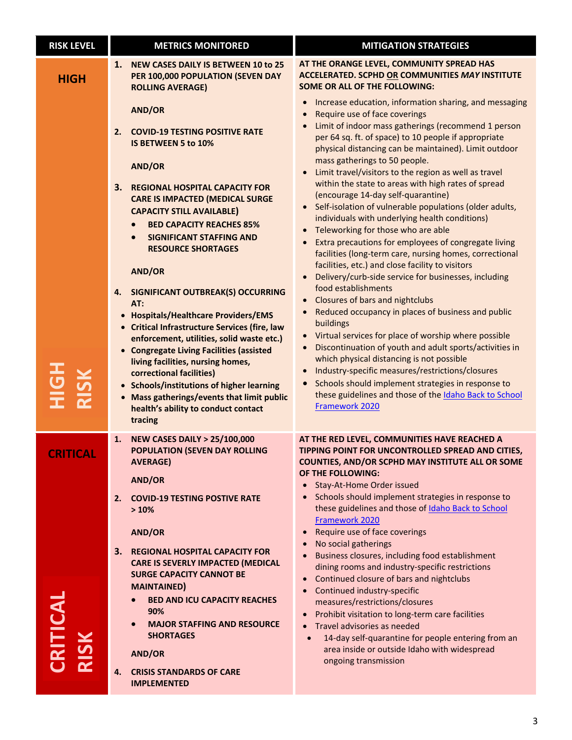| RISK LEVEL | METRICS MONITORED | MITIGATION STRATEGIES |
|---|---|---|
| **HIGH**<br><br>**HIGH RISK** | **1. NEW CASES DAILY IS BETWEEN 10 to 25 PER 100,000 POPULATION (SEVEN DAY ROLLING AVERAGE)**<br><br>**AND/OR**<br><br>**2. COVID-19 TESTING POSITIVE RATE IS BETWEEN 5 to 10%**<br><br>**AND/OR**<br><br>**3. REGIONAL HOSPITAL CAPACITY FOR CARE IS IMPACTED (MEDICAL SURGE CAPACITY STILL AVAILABLE)**<br>• **BED CAPACITY REACHES 85%**<br>• **SIGNIFICANT STAFFING AND RESOURCE SHORTAGES**<br><br>**AND/OR**<br><br>**4. SIGNIFICANT OUTBREAK(S) OCCURRING AT:**<br>• **Hospitals/Healthcare Providers/EMS**<br>• **Critical Infrastructure Services (fire, law enforcement, utilities, solid waste etc.)**<br>• **Congregate Living Facilities (assisted living facilities, nursing homes, correctional facilities)**<br>• **Schools/institutions of higher learning**<br>• **Mass gatherings/events that limit public health's ability to conduct contact tracing** | **AT THE ORANGE LEVEL, COMMUNITY SPREAD HAS ACCELERATED. SCPHD <u>OR</u> COMMUNITIES *MAY* INSTITUTE SOME OR ALL OF THE FOLLOWING:**<br>• Increase education, information sharing, and messaging<br>• Require use of face coverings<br>• Limit of indoor mass gatherings (recommend 1 person per 64 sq. ft. of space) to 10 people if appropriate physical distancing can be maintained). Limit outdoor mass gatherings to 50 people.<br>• Limit travel/visitors to the region as well as travel within the state to areas with high rates of spread (encourage 14-day self-quarantine)<br>• Self-isolation of vulnerable populations (older adults, individuals with underlying health conditions)<br>• Teleworking for those who are able<br>• Extra precautions for employees of congregate living facilities (long-term care, nursing homes, correctional facilities, etc.) and close facility to visitors<br>• Delivery/curb-side service for businesses, including food establishments<br>• Closures of bars and nightclubs<br>• Reduced occupancy in places of business and public buildings<br>• Virtual services for place of worship where possible<br>• Discontinuation of youth and adult sports/activities in which physical distancing is not possible<br>• Industry-specific measures/restrictions/closures<br>• Schools should implement strategies in response to these guidelines and those of the Idaho Back to School Framework 2020 |
| **CRITICAL**<br><br>**CRITICAL RISK** | **1. NEW CASES DAILY > 25/100,000 POPULATION (SEVEN DAY ROLLING AVERAGE)**<br><br>**AND/OR**<br><br>**2. COVID-19 TESTING POSTIVE RATE > 10%**<br><br>**AND/OR**<br><br>**3. REGIONAL HOSPITAL CAPACITY FOR CARE IS SEVERLY IMPACTED (MEDICAL SURGE CAPACITY CANNOT BE MAINTAINED)**<br>• **BED AND ICU CAPACITY REACHES 90%**<br>• **MAJOR STAFFING AND RESOURCE SHORTAGES**<br><br>**AND/OR**<br><br>**4. CRISIS STANDARDS OF CARE IMPLEMENTED** | **AT THE RED LEVEL, COMMUNITIES HAVE REACHED A TIPPING POINT FOR UNCONTROLLED SPREAD AND CITIES, COUNTIES, AND/OR SCPHD MAY INSTITUTE ALL OR SOME OF THE FOLLOWING:**<br>• Stay-At-Home Order issued<br>• Schools should implement strategies in response to these guidelines and those of Idaho Back to School Framework 2020<br>• Require use of face coverings<br>• No social gatherings<br>• Business closures, including food establishment dining rooms and industry-specific restrictions<br>• Continued closure of bars and nightclubs<br>• Continued industry-specific measures/restrictions/closures<br>• Prohibit visitation to long-term care facilities<br>• Travel advisories as needed<br>• 14-day self-quarantine for people entering from an area inside or outside Idaho with widespread ongoing transmission |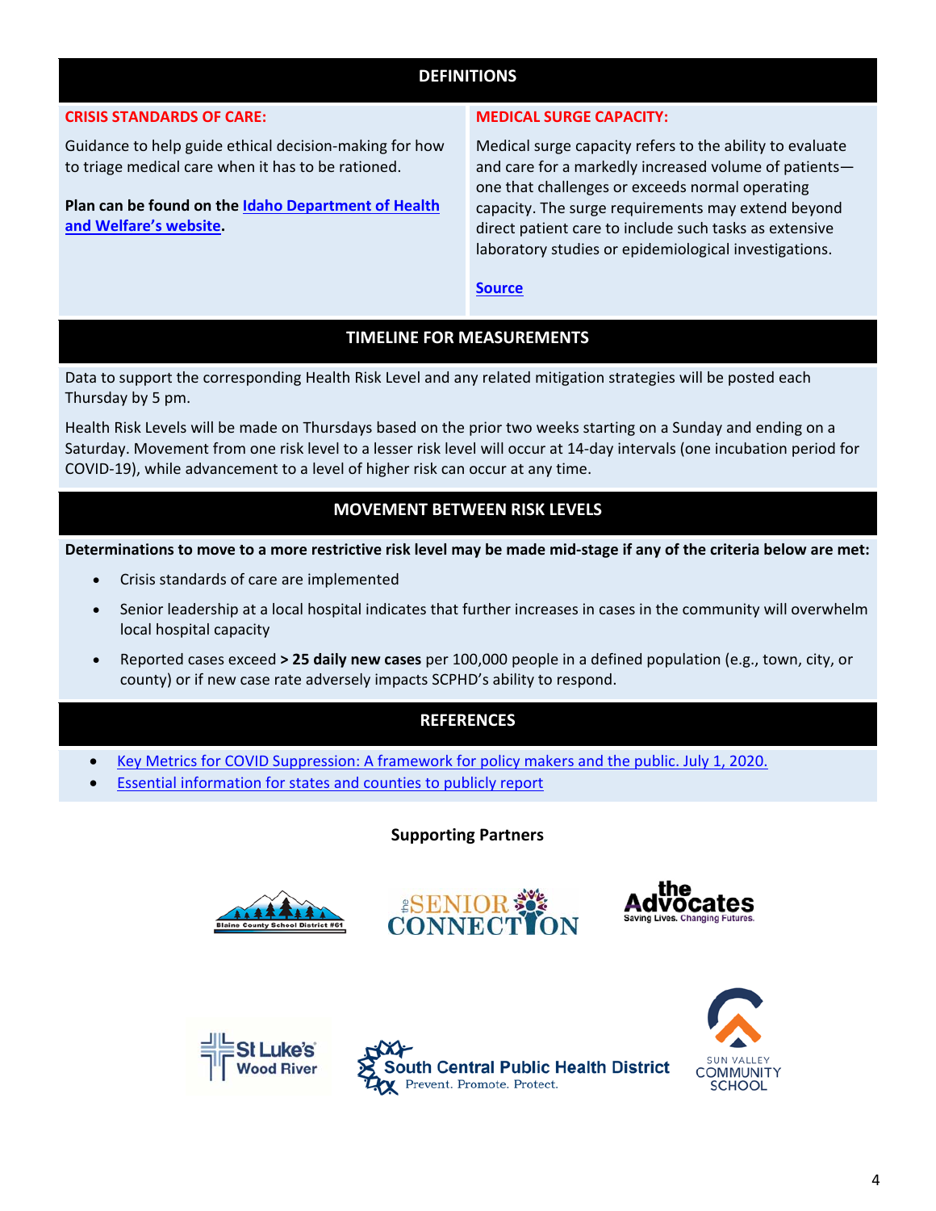## DEFINITIONS

**CRISIS STANDARDS OF CARE:**

Guidance to help guide ethical decision-making for how to triage medical care when it has to be rationed.

**Plan can be found on the Idaho Department of Health and Welfare's website.**

**MEDICAL SURGE CAPACITY:**

Medical surge capacity refers to the ability to evaluate and care for a markedly increased volume of patients—one that challenges or exceeds normal operating capacity. The surge requirements may extend beyond direct patient care to include such tasks as extensive laboratory studies or epidemiological investigations.

**Source**

## TIMELINE FOR MEASUREMENTS

Data to support the corresponding Health Risk Level and any related mitigation strategies will be posted each Thursday by 5 pm.

Health Risk Levels will be made on Thursdays based on the prior two weeks starting on a Sunday and ending on a Saturday. Movement from one risk level to a lesser risk level will occur at 14-day intervals (one incubation period for COVID-19), while advancement to a level of higher risk can occur at any time.

## MOVEMENT BETWEEN RISK LEVELS

**Determinations to move to a more restrictive risk level may be made mid-stage if any of the criteria below are met:**

- Crisis standards of care are implemented
- Senior leadership at a local hospital indicates that further increases in cases in the community will overwhelm local hospital capacity
- Reported cases exceed **> 25 daily new cases** per 100,000 people in a defined population (e.g., town, city, or county) or if new case rate adversely impacts SCPHD's ability to respond.

## REFERENCES

- Key Metrics for COVID Suppression: A framework for policy makers and the public. July 1, 2020.
- Essential information for states and counties to publicly report

**Supporting Partners**

Blaine County School District #61

the SENIOR CONNECTION

the Advocates — Saving Lives. Changing Futures.

St Luke's Wood River

South Central Public Health District — Prevent. Promote. Protect.

SUN VALLEY COMMUNITY SCHOOL